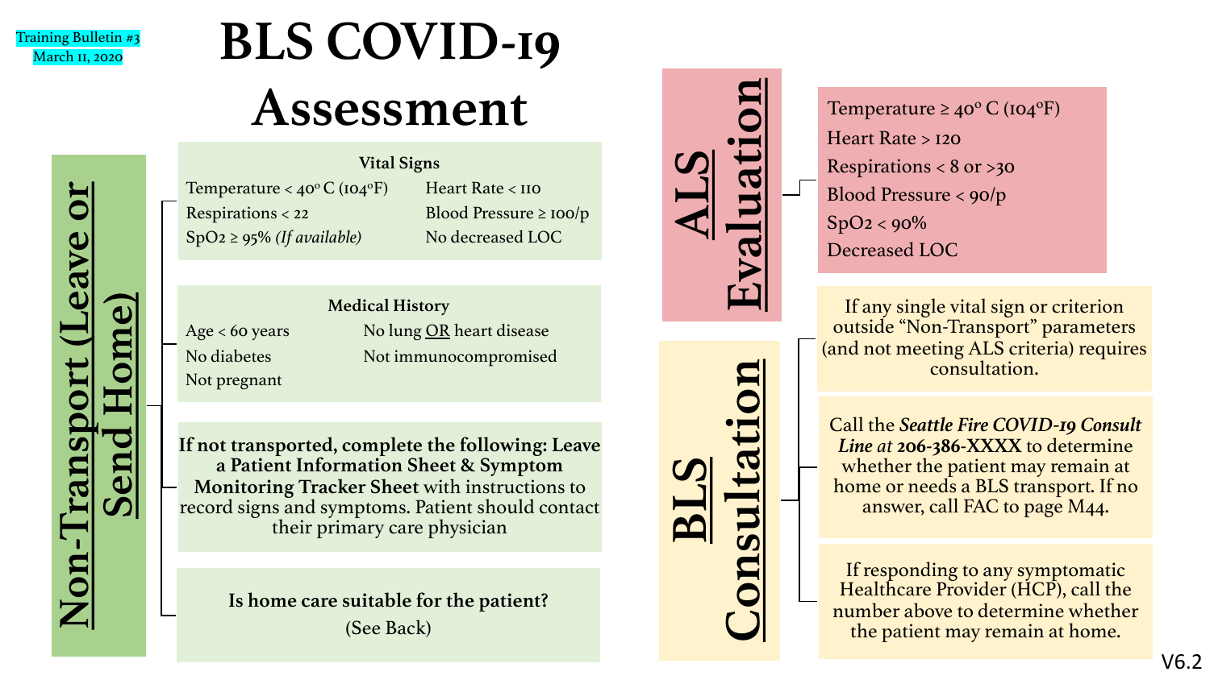Training Bulletin #3
March 11, 2020

# BLS COVID-19 Assessment

## Non-Transport (Leave or Send Home)

**Vital Signs**

- Temperature < 40° C (104°F)
- Heart Rate < 110
- Respirations < 22
- Blood Pressure ≥ 100/p
- SpO2 ≥ 95% *(If available)*
- No decreased LOC

**Medical History**

- Age < 60 years
- No lung OR heart disease
- No diabetes
- Not immunocompromised
- Not pregnant

**If not transported, complete the following: Leave a Patient Information Sheet & Symptom Monitoring Tracker Sheet** with instructions to record signs and symptoms. Patient should contact their primary care physician

**Is home care suitable for the patient?**
(See Back)

## ALS Evaluation

- Temperature ≥ 40° C (104°F)
- Heart Rate > 120
- Respirations < 8 or >30
- Blood Pressure < 90/p
- SpO2 < 90%
- Decreased LOC

## BLS Consultation

If any single vital sign or criterion outside "Non-Transport" parameters (and not meeting ALS criteria) requires consultation.

Call the ***Seattle Fire COVID-19 Consult Line*** at **206-386-XXXX** to determine whether the patient may remain at home or needs a BLS transport. If no answer, call FAC to page M44.

If responding to any symptomatic Healthcare Provider (HCP), call the number above to determine whether the patient may remain at home.

V6.2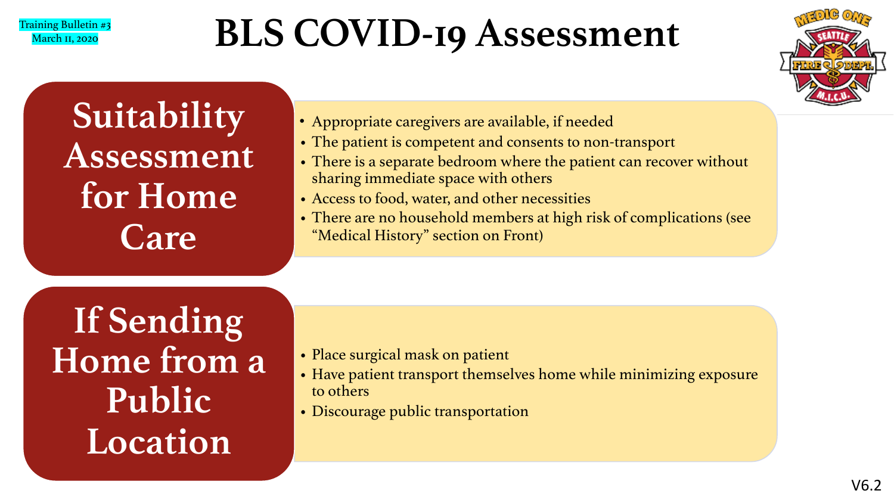Training Bulletin #3
March 11, 2020

# BLS COVID-19 Assessment

## Suitability Assessment for Home Care

- Appropriate caregivers are available, if needed
- The patient is competent and consents to non-transport
- There is a separate bedroom where the patient can recover without sharing immediate space with others
- Access to food, water, and other necessities
- There are no household members at high risk of complications (see "Medical History" section on Front)

## If Sending Home from a Public Location

- Place surgical mask on patient
- Have patient transport themselves home while minimizing exposure to others
- Discourage public transportation

V6.2